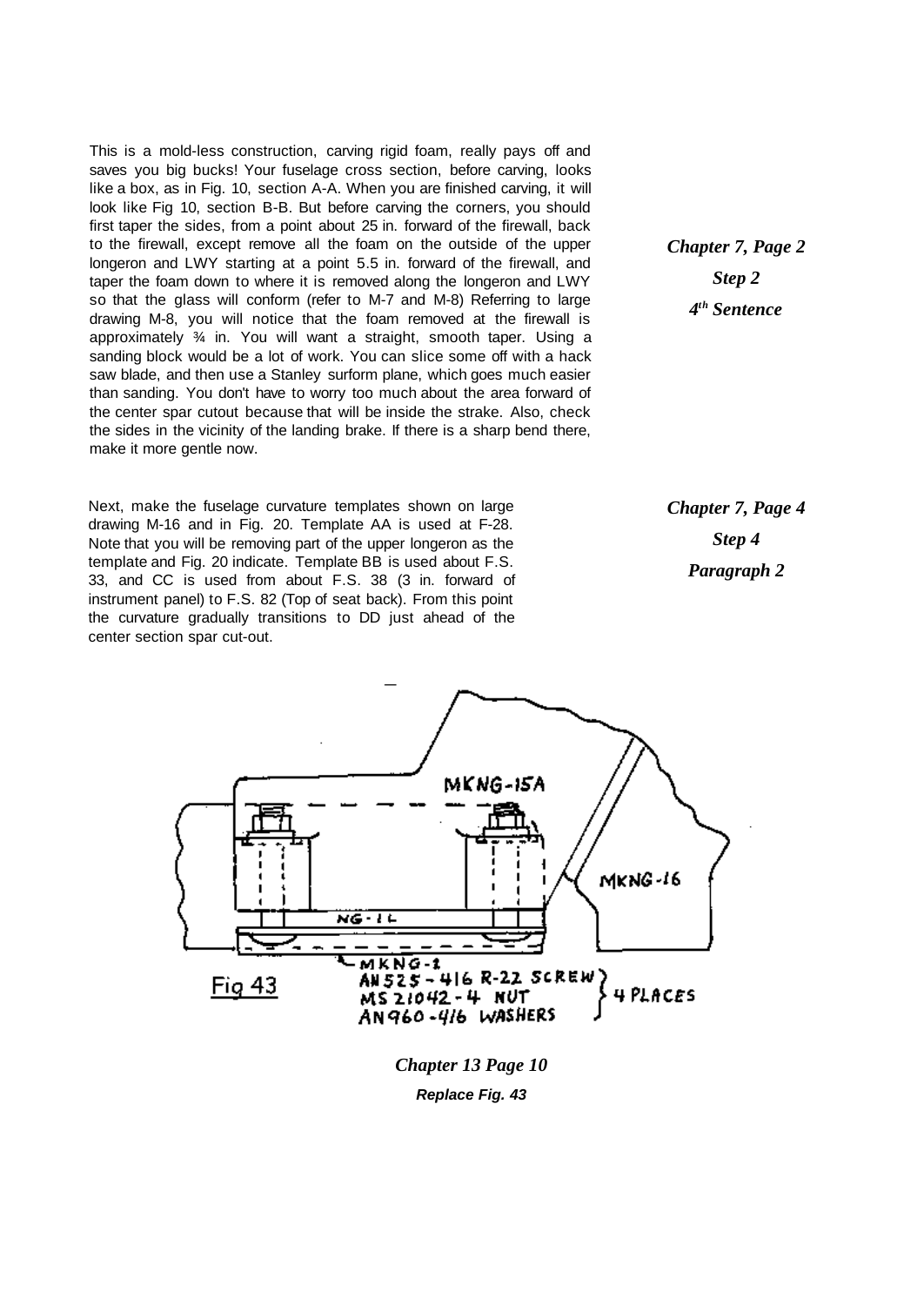This is a mold-less construction, carving rigid foam, really pays off and saves you big bucks! Your fuselage cross section, before carving, looks like a box, as in Fig. 10, section A-A. When you are finished carving, it will look like Fig 10, section B-B. But before carving the corners, you should first taper the sides, from a point about 25 in. forward of the firewall, back to the firewall, except remove all the foam on the outside of the upper longeron and LWY starting at a point 5.5 in. forward of the firewall, and taper the foam down to where it is removed along the longeron and LWY so that the glass will conform (refer to M-7 and M-8) Referring to large drawing M-8, you will notice that the foam removed at the firewall is approximately ¾ in. You will want a straight, smooth taper. Using a sanding block would be a lot of work. You can slice some off with a hack saw blade, and then use a Stanley surform plane, which goes much easier than sanding. You don't have to worry too much about the area forward of the center spar cutout because that will be inside the strake. Also, check the sides in the vicinity of the landing brake. If there is a sharp bend there, make it more gentle now.

***Chapter 7, Page 2***
***Step 2***
***4th Sentence***

Next, make the fuselage curvature templates shown on large drawing M-16 and in Fig. 20. Template AA is used at F-28. Note that you will be removing part of the upper longeron as the template and Fig. 20 indicate. Template BB is used about F.S. 33, and CC is used from about F.S. 38 (3 in. forward of instrument panel) to F.S. 82 (Top of seat back). From this point the curvature gradually transitions to DD just ahead of the center section spar cut-out.

***Chapter 7, Page 4***
***Step 4***
***Paragraph 2***

MKNG-15A

MKNG-16

NG-1L

MKNG-1
AN525-416 R-22 SCREW
MS21042-4 NUT
AN960-416 WASHERS
4 PLACES

Fig 43

***Chapter 13 Page 10***
***Replace Fig. 43***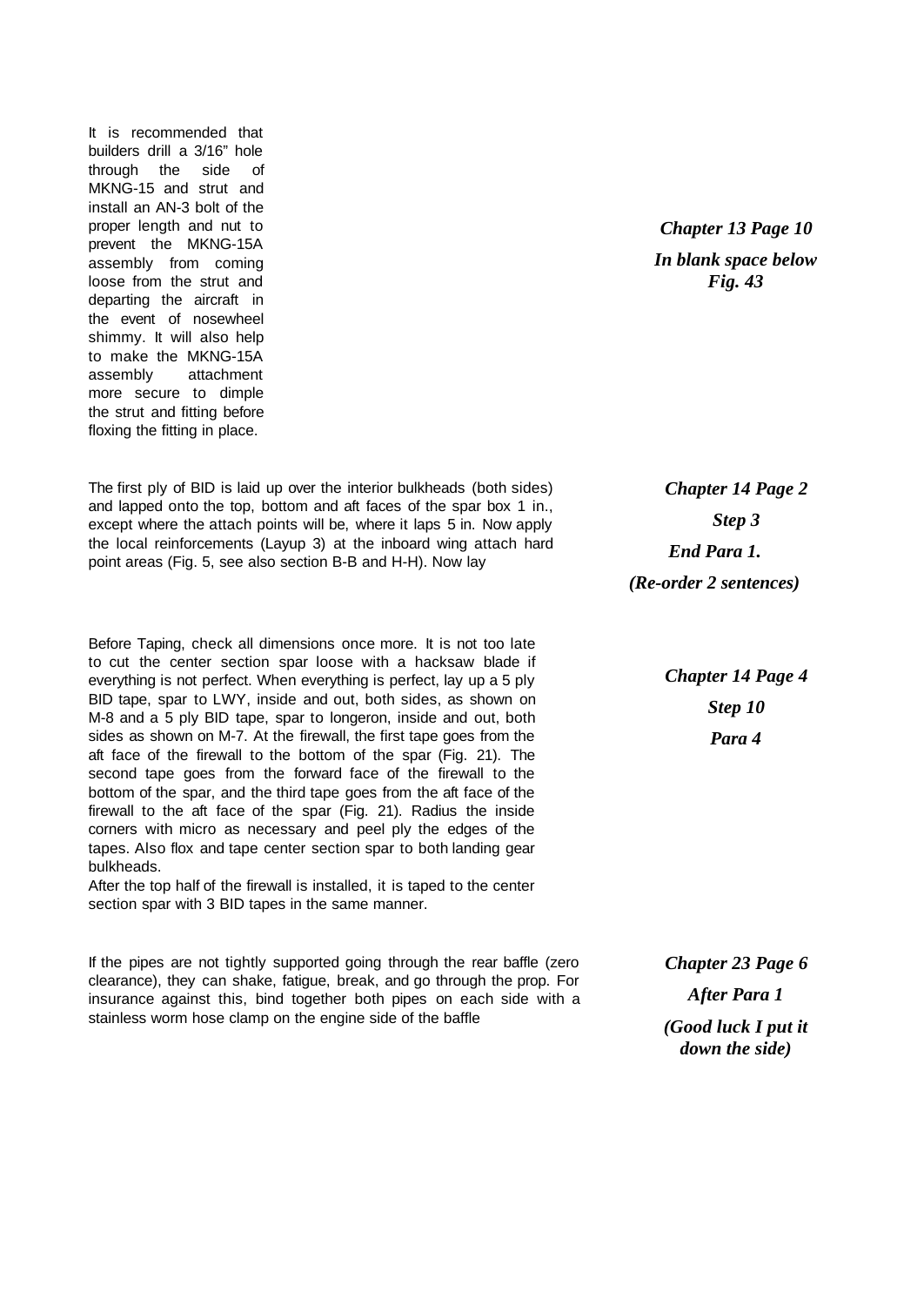It is recommended that builders drill a 3/16" hole through the side of MKNG-15 and strut and install an AN-3 bolt of the proper length and nut to prevent the MKNG-15A assembly from coming loose from the strut and departing the aircraft in the event of nosewheel shimmy. It will also help to make the MKNG-15A assembly attachment more secure to dimple the strut and fitting before floxing the fitting in place.

***Chapter 13 Page 10***

***In blank space below Fig. 43***

The first ply of BID is laid up over the interior bulkheads (both sides) and lapped onto the top, bottom and aft faces of the spar box 1 in., except where the attach points will be, where it laps 5 in. Now apply the local reinforcements (Layup 3) at the inboard wing attach hard point areas (Fig. 5, see also section B-B and H-H). Now lay

***Chapter 14 Page 2***

***Step 3***

***End Para 1.***

***(Re-order 2 sentences)***

Before Taping, check all dimensions once more. It is not too late to cut the center section spar loose with a hacksaw blade if everything is not perfect. When everything is perfect, lay up a 5 ply BID tape, spar to LWY, inside and out, both sides, as shown on M-8 and a 5 ply BID tape, spar to longeron, inside and out, both sides as shown on M-7. At the firewall, the first tape goes from the aft face of the firewall to the bottom of the spar (Fig. 21). The second tape goes from the forward face of the firewall to the bottom of the spar, and the third tape goes from the aft face of the firewall to the aft face of the spar (Fig. 21). Radius the inside corners with micro as necessary and peel ply the edges of the tapes. Also flox and tape center section spar to both landing gear bulkheads.

After the top half of the firewall is installed, it is taped to the center section spar with 3 BID tapes in the same manner.

***Chapter 14 Page 4***

***Step 10***

***Para 4***

If the pipes are not tightly supported going through the rear baffle (zero clearance), they can shake, fatigue, break, and go through the prop. For insurance against this, bind together both pipes on each side with a stainless worm hose clamp on the engine side of the baffle

***Chapter 23 Page 6***

***After Para 1***

***(Good luck I put it down the side)***